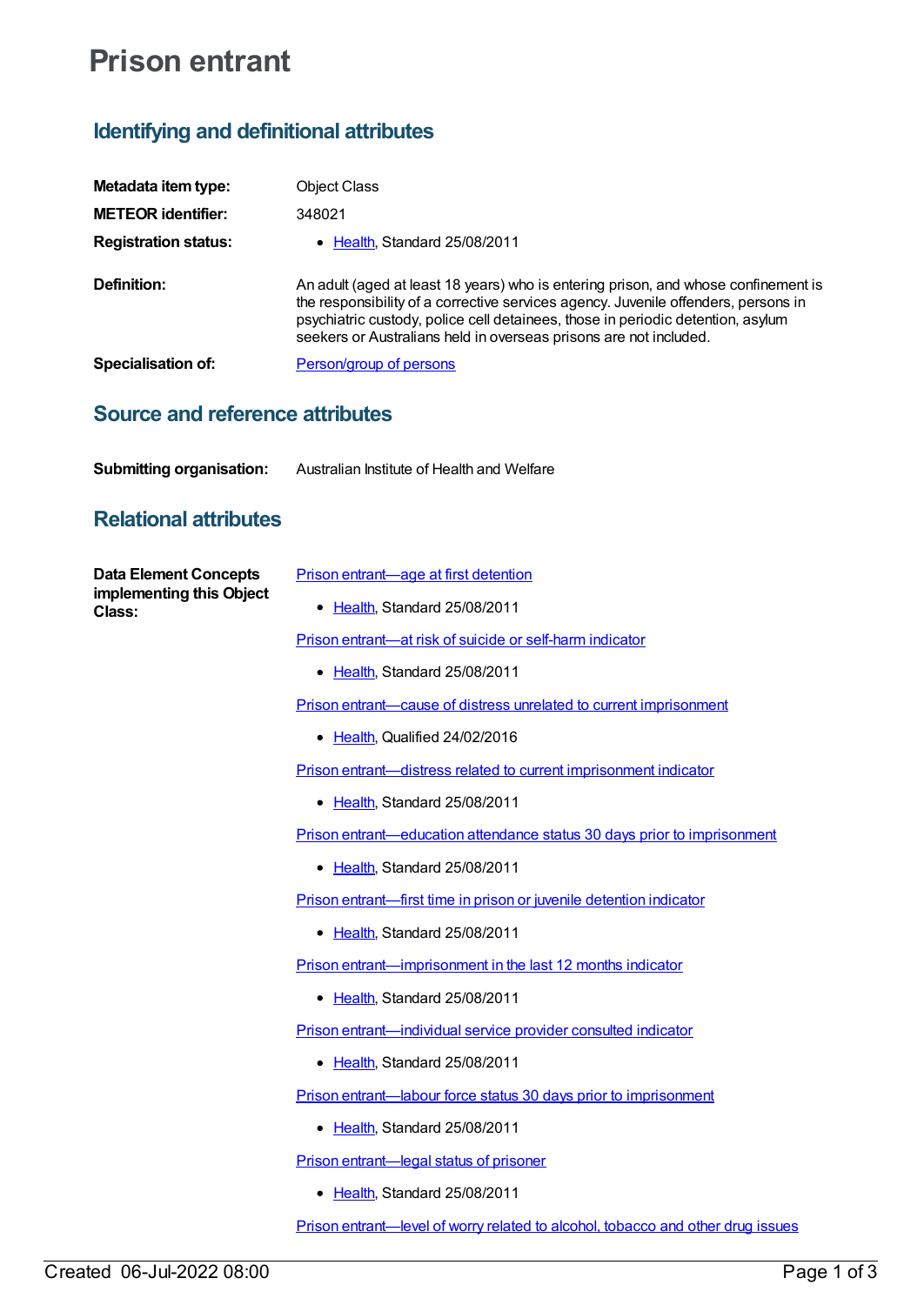# Prison entrant

## Identifying and definitional attributes

**Metadata item type:** Object Class

**METEOR identifier:** 348021

**Registration status:**
- Health, Standard 25/08/2011

**Definition:** An adult (aged at least 18 years) who is entering prison, and whose confinement is the responsibility of a corrective services agency. Juvenile offenders, persons in psychiatric custody, police cell detainees, those in periodic detention, asylum seekers or Australians held in overseas prisons are not included.

**Specialisation of:** Person/group of persons

## Source and reference attributes

**Submitting organisation:** Australian Institute of Health and Welfare

## Relational attributes

**Data Element Concepts implementing this Object Class:**

Prison entrant—age at first detention
- Health, Standard 25/08/2011

Prison entrant—at risk of suicide or self-harm indicator
- Health, Standard 25/08/2011

Prison entrant—cause of distress unrelated to current imprisonment
- Health, Qualified 24/02/2016

Prison entrant—distress related to current imprisonment indicator
- Health, Standard 25/08/2011

Prison entrant—education attendance status 30 days prior to imprisonment
- Health, Standard 25/08/2011

Prison entrant—first time in prison or juvenile detention indicator
- Health, Standard 25/08/2011

Prison entrant—imprisonment in the last 12 months indicator
- Health, Standard 25/08/2011

Prison entrant—individual service provider consulted indicator
- Health, Standard 25/08/2011

Prison entrant—labour force status 30 days prior to imprisonment
- Health, Standard 25/08/2011

Prison entrant—legal status of prisoner
- Health, Standard 25/08/2011

Prison entrant—level of worry related to alcohol, tobacco and other drug issues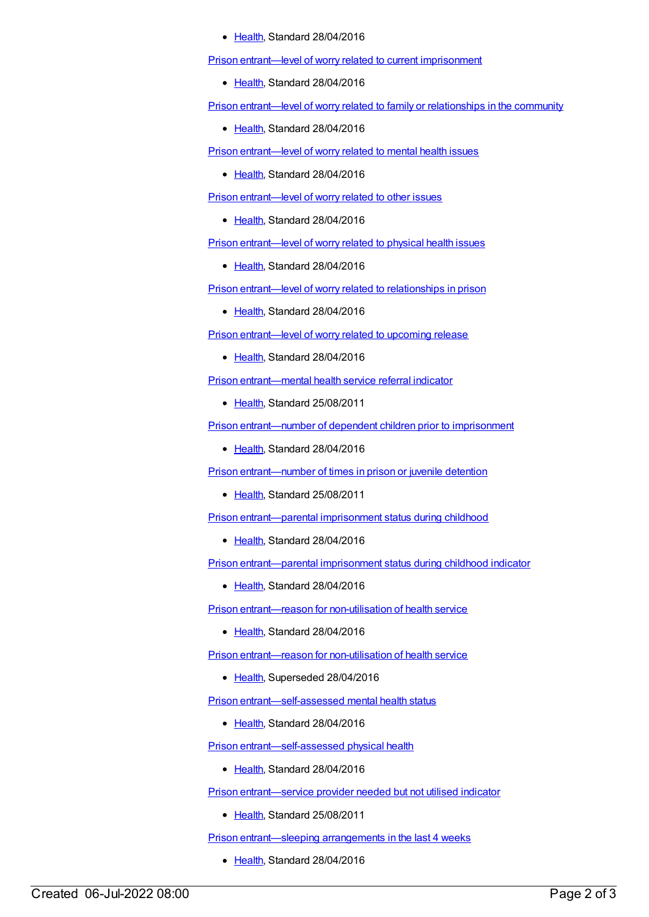- Health, Standard 28/04/2016

Prison entrant—level of worry related to current imprisonment

- Health, Standard 28/04/2016

Prison entrant—level of worry related to family or relationships in the community

- Health, Standard 28/04/2016

Prison entrant—level of worry related to mental health issues

- Health, Standard 28/04/2016

Prison entrant—level of worry related to other issues

- Health, Standard 28/04/2016

Prison entrant—level of worry related to physical health issues

- Health, Standard 28/04/2016

Prison entrant—level of worry related to relationships in prison

- Health, Standard 28/04/2016

Prison entrant—level of worry related to upcoming release

- Health, Standard 28/04/2016

Prison entrant—mental health service referral indicator

- Health, Standard 25/08/2011

Prison entrant—number of dependent children prior to imprisonment

- Health, Standard 28/04/2016

Prison entrant—number of times in prison or juvenile detention

- Health, Standard 25/08/2011

Prison entrant—parental imprisonment status during childhood

- Health, Standard 28/04/2016

Prison entrant—parental imprisonment status during childhood indicator

- Health, Standard 28/04/2016

Prison entrant—reason for non-utilisation of health service

- Health, Standard 28/04/2016

Prison entrant—reason for non-utilisation of health service

- Health, Superseded 28/04/2016

Prison entrant—self-assessed mental health status

- Health, Standard 28/04/2016

Prison entrant—self-assessed physical health

- Health, Standard 28/04/2016

Prison entrant—service provider needed but not utilised indicator

- Health, Standard 25/08/2011

Prison entrant—sleeping arrangements in the last 4 weeks

- Health, Standard 28/04/2016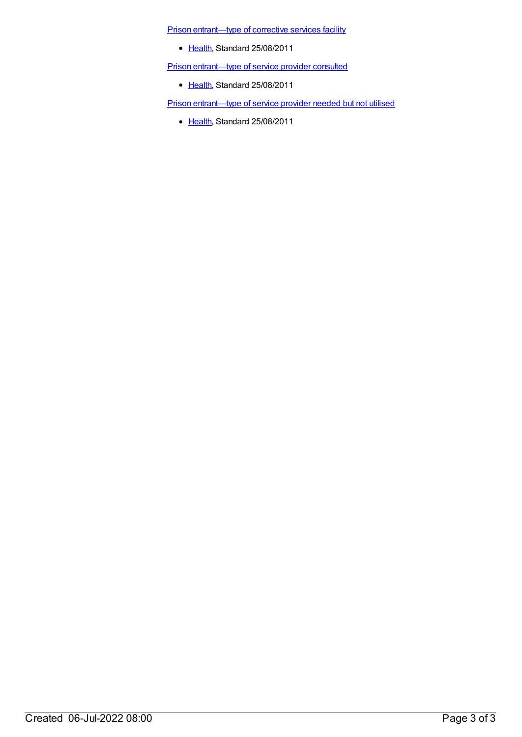Prison entrant—type of corrective services facility

- Health, Standard 25/08/2011

Prison entrant—type of service provider consulted

- Health, Standard 25/08/2011

Prison entrant—type of service provider needed but not utilised

- Health, Standard 25/08/2011